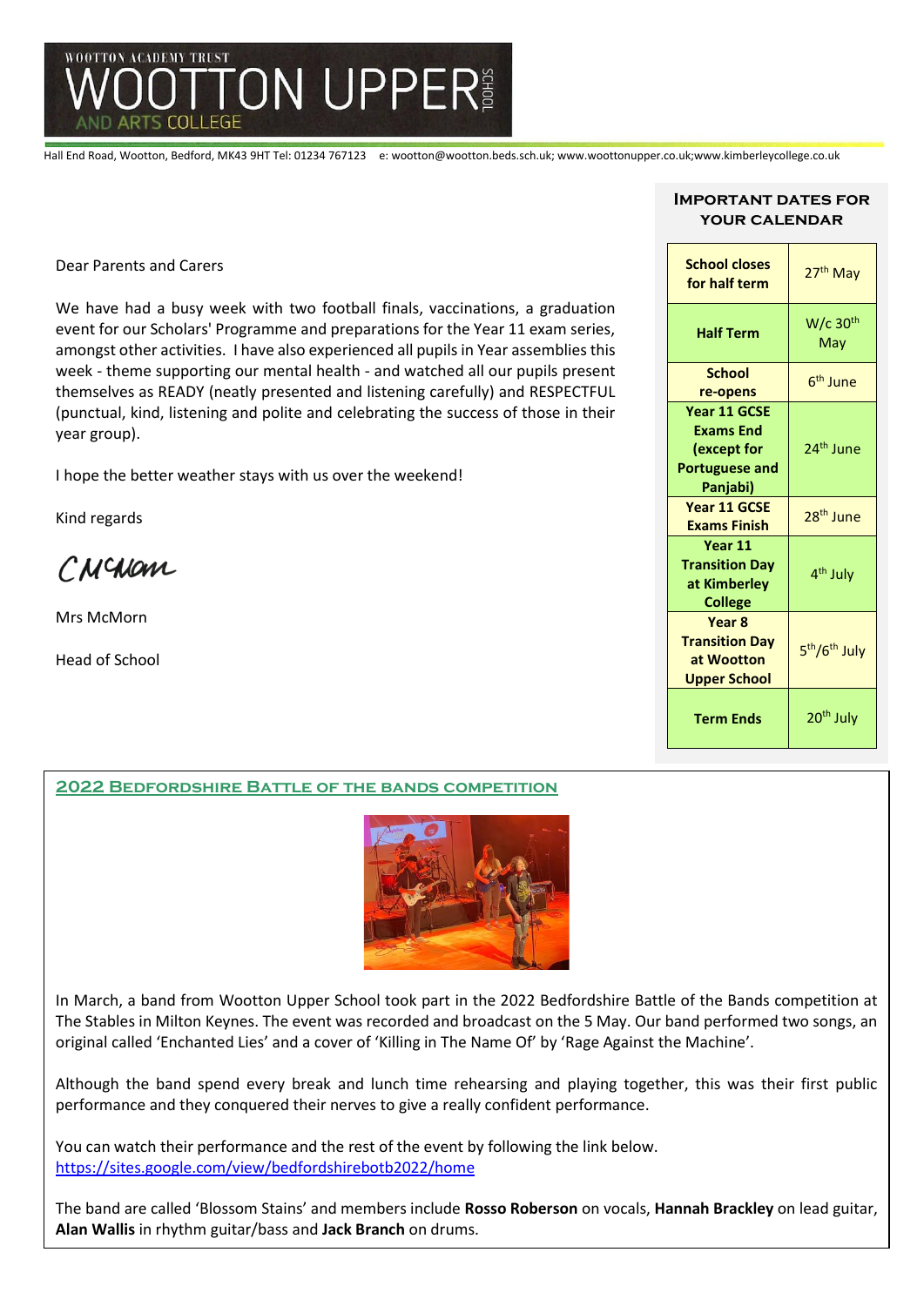# WOOTTON ACADEMY TRUST

# WOOTTON UPPER SCHOOL AND ARTS COLLEGE

Hall End Road, Wootton, Bedford, MK43 9HT Tel: 01234 767123 e: wootton@wootton.beds.sch.uk; www.woottonupper.co.uk;www.kimberleycollege.co.uk

Dear Parents and Carers

We have had a busy week with two football finals, vaccinations, a graduation event for our Scholars' Programme and preparations for the Year 11 exam series, amongst other activities. I have also experienced all pupils in Year assemblies this week - theme supporting our mental health - and watched all our pupils present themselves as READY (neatly presented and listening carefully) and RESPECTFUL (punctual, kind, listening and polite and celebrating the success of those in their year group).

I hope the better weather stays with us over the weekend!

Kind regards

CMcMorn

Mrs McMorn

Head of School

## Important Dates for Your Calendar

| | |
|---|---|
| **School closes for half term** | 27th May |
| **Half Term** | W/c 30th May |
| **School re-opens** | 6th June |
| **Year 11 GCSE Exams End (except for Portuguese and Panjabi)** | 24th June |
| **Year 11 GCSE Exams Finish** | 28th June |
| **Year 11 Transition Day at Kimberley College** | 4th July |
| **Year 8 Transition Day at Wootton Upper School** | 5th/6th July |
| **Term Ends** | 20th July |

## 2022 Bedfordshire Battle of the Bands Competition

In March, a band from Wootton Upper School took part in the 2022 Bedfordshire Battle of the Bands competition at The Stables in Milton Keynes. The event was recorded and broadcast on the 5 May. Our band performed two songs, an original called 'Enchanted Lies' and a cover of 'Killing in The Name Of' by 'Rage Against the Machine'.

Although the band spend every break and lunch time rehearsing and playing together, this was their first public performance and they conquered their nerves to give a really confident performance.

You can watch their performance and the rest of the event by following the link below.
https://sites.google.com/view/bedfordshirebotb2022/home

The band are called 'Blossom Stains' and members include **Rosso Roberson** on vocals, **Hannah Brackley** on lead guitar, **Alan Wallis** in rhythm guitar/bass and **Jack Branch** on drums.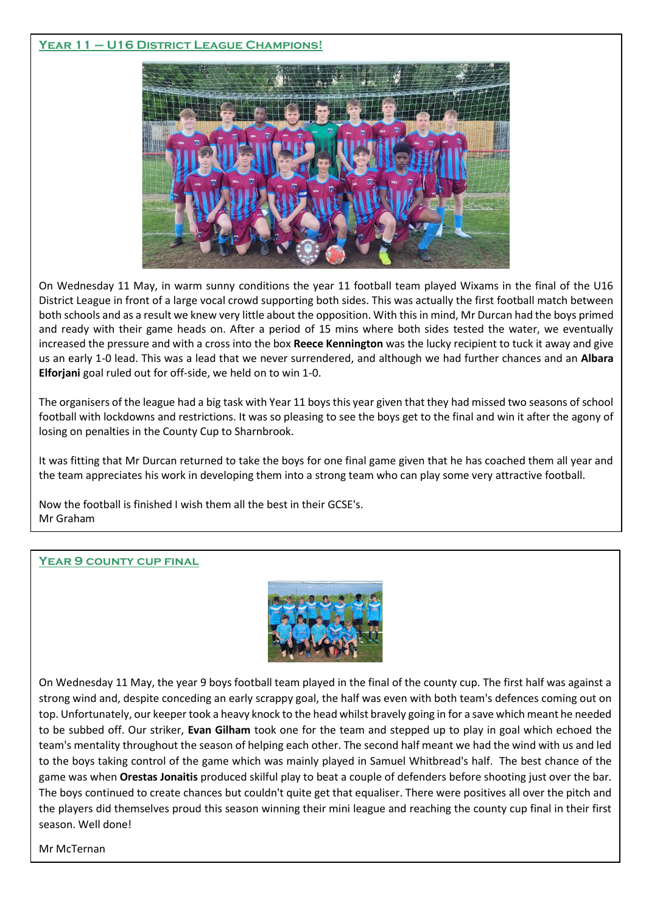## Year 11 – U16 District League Champions!

On Wednesday 11 May, in warm sunny conditions the year 11 football team played Wixams in the final of the U16 District League in front of a large vocal crowd supporting both sides. This was actually the first football match between both schools and as a result we knew very little about the opposition. With this in mind, Mr Durcan had the boys primed and ready with their game heads on. After a period of 15 mins where both sides tested the water, we eventually increased the pressure and with a cross into the box **Reece Kennington** was the lucky recipient to tuck it away and give us an early 1-0 lead. This was a lead that we never surrendered, and although we had further chances and an **Albara Elforjani** goal ruled out for off-side, we held on to win 1-0.

The organisers of the league had a big task with Year 11 boys this year given that they had missed two seasons of school football with lockdowns and restrictions. It was so pleasing to see the boys get to the final and win it after the agony of losing on penalties in the County Cup to Sharnbrook.

It was fitting that Mr Durcan returned to take the boys for one final game given that he has coached them all year and the team appreciates his work in developing them into a strong team who can play some very attractive football.

Now the football is finished I wish them all the best in their GCSE's.
Mr Graham

## Year 9 County Cup Final

On Wednesday 11 May, the year 9 boys football team played in the final of the county cup. The first half was against a strong wind and, despite conceding an early scrappy goal, the half was even with both team's defences coming out on top. Unfortunately, our keeper took a heavy knock to the head whilst bravely going in for a save which meant he needed to be subbed off. Our striker, **Evan Gilham** took one for the team and stepped up to play in goal which echoed the team's mentality throughout the season of helping each other. The second half meant we had the wind with us and led to the boys taking control of the game which was mainly played in Samuel Whitbread's half. The best chance of the game was when **Orestas Jonaitis** produced skilful play to beat a couple of defenders before shooting just over the bar. The boys continued to create chances but couldn't quite get that equaliser. There were positives all over the pitch and the players did themselves proud this season winning their mini league and reaching the county cup final in their first season. Well done!

Mr McTernan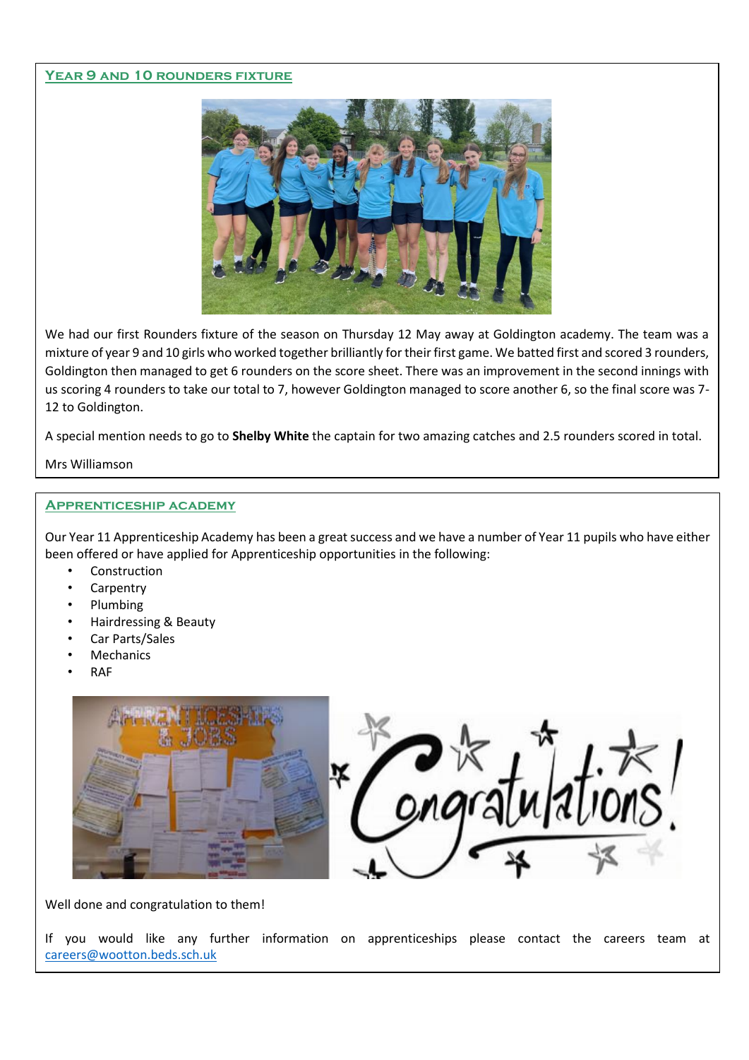## Year 9 and 10 rounders fixture

We had our first Rounders fixture of the season on Thursday 12 May away at Goldington academy. The team was a mixture of year 9 and 10 girls who worked together brilliantly for their first game. We batted first and scored 3 rounders, Goldington then managed to get 6 rounders on the score sheet. There was an improvement in the second innings with us scoring 4 rounders to take our total to 7, however Goldington managed to score another 6, so the final score was 7-12 to Goldington.

A special mention needs to go to **Shelby White** the captain for two amazing catches and 2.5 rounders scored in total.

Mrs Williamson

## Apprenticeship academy

Our Year 11 Apprenticeship Academy has been a great success and we have a number of Year 11 pupils who have either been offered or have applied for Apprenticeship opportunities in the following:

- Construction
- Carpentry
- Plumbing
- Hairdressing & Beauty
- Car Parts/Sales
- Mechanics
- RAF

Well done and congratulation to them!

If you would like any further information on apprenticeships please contact the careers team at careers@wootton.beds.sch.uk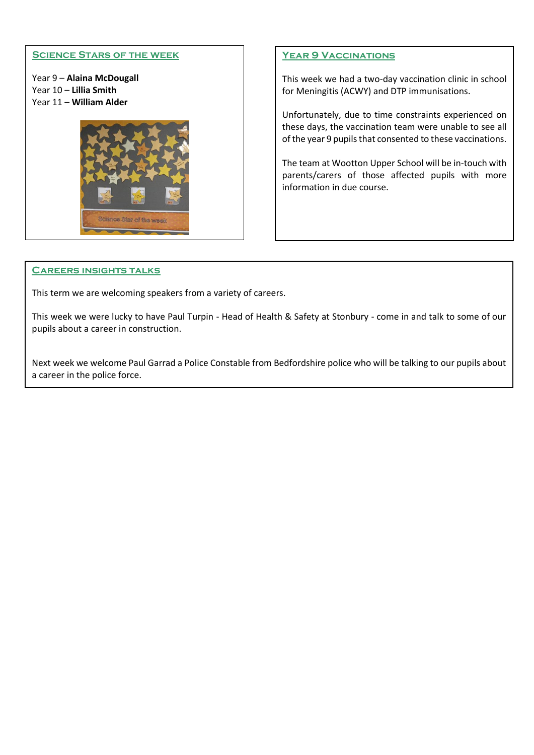## Science Stars of the Week

Year 9 – **Alaina McDougall**
Year 10 – **Lillia Smith**
Year 11 – **William Alder**

## Year 9 Vaccinations

This week we had a two-day vaccination clinic in school for Meningitis (ACWY) and DTP immunisations.

Unfortunately, due to time constraints experienced on these days, the vaccination team were unable to see all of the year 9 pupils that consented to these vaccinations.

The team at Wootton Upper School will be in-touch with parents/carers of those affected pupils with more information in due course.

## Careers Insights Talks

This term we are welcoming speakers from a variety of careers.

This week we were lucky to have Paul Turpin - Head of Health & Safety at Stonbury - come in and talk to some of our pupils about a career in construction.

Next week we welcome Paul Garrad a Police Constable from Bedfordshire police who will be talking to our pupils about a career in the police force.